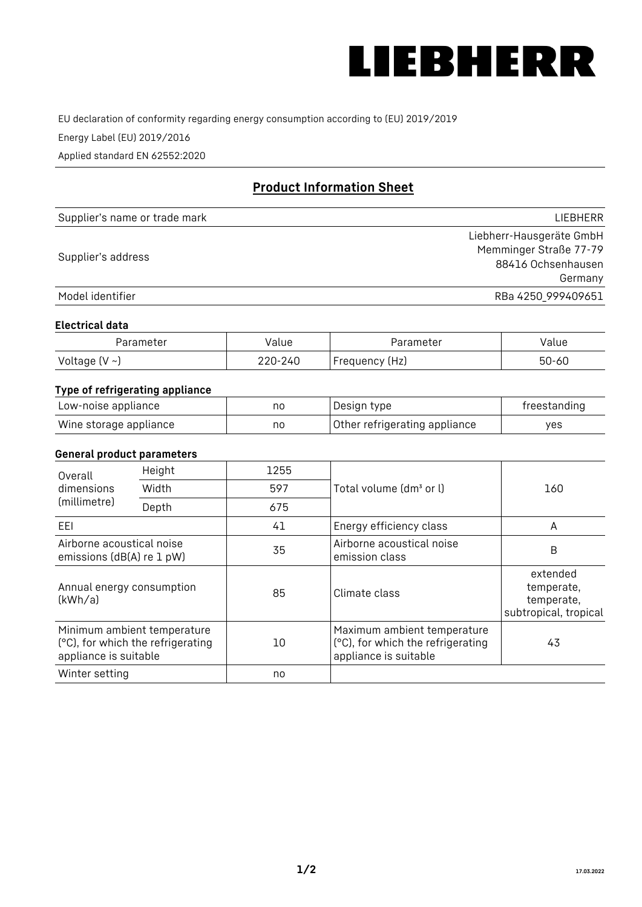LIEBHERR

EU declaration of conformity regarding energy consumption according to (EU) 2019/2019

Energy Label (EU) 2019/2016

Applied standard EN 62552:2020

## Product Information Sheet

| Supplier's name or trade mark | LIEBHERR |
|---|---|
| Supplier's address | Liebherr-Hausgeräte GmbH<br>Memminger Straße 77-79<br>88416 Ochsenhausen<br>Germany |
| Model identifier | RBa 4250_999409651 |

### Electrical data

| Parameter | Value | Parameter | Value |
|---|---|---|---|
| Voltage (V ~) | 220-240 | Frequency (Hz) | 50-60 |

### Type of refrigerating appliance

| Low-noise appliance | no | Design type | freestanding |
|---|---|---|---|
| Wine storage appliance | no | Other refrigerating appliance | yes |

### General product parameters

| Overall dimensions (millimetre) | Height | 1255 | Total volume (dm³ or l) | 160 |
|---|---|---|---|---|
| | Width | 597 | | |
| | Depth | 675 | | |
| EEI | | 41 | Energy efficiency class | A |
| Airborne acoustical noise emissions (dB(A) re 1 pW) | | 35 | Airborne acoustical noise emission class | B |
| Annual energy consumption (kWh/a) | | 85 | Climate class | extended temperate, temperate, subtropical, tropical |
| Minimum ambient temperature (°C), for which the refrigerating appliance is suitable | | 10 | Maximum ambient temperature (°C), for which the refrigerating appliance is suitable | 43 |
| Winter setting | | no | | |

17.03.2022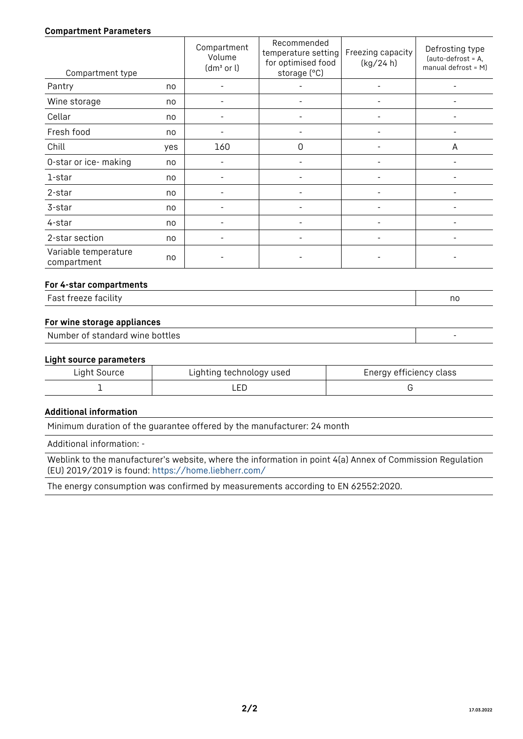**Compartment Parameters**

| Compartment type | | Compartment Volume (dm³ or l) | Recommended temperature setting for optimised food storage (°C) | Freezing capacity (kg/24 h) | Defrosting type (auto-defrost = A, manual defrost = M) |
|---|---|---|---|---|---|
| Pantry | no | - | - | - | - |
| Wine storage | no | - | - | - | - |
| Cellar | no | - | - | - | - |
| Fresh food | no | - | - | - | - |
| Chill | yes | 160 | 0 | - | A |
| 0-star or ice- making | no | - | - | - | - |
| 1-star | no | - | - | - | - |
| 2-star | no | - | - | - | - |
| 3-star | no | - | - | - | - |
| 4-star | no | - | - | - | - |
| 2-star section | no | - | - | - | - |
| Variable temperature compartment | no | - | - | - | - |

**For 4-star compartments**

| | |
|---|---|
| Fast freeze facility | no |

**For wine storage appliances**

| | |
|---|---|
| Number of standard wine bottles | - |

**Light source parameters**

| Light Source | Lighting technology used | Energy efficiency class |
|---|---|---|
| 1 | LED | G |

**Additional information**

Minimum duration of the guarantee offered by the manufacturer: 24 month

Additional information: -

Weblink to the manufacturer's website, where the information in point 4(a) Annex of Commission Regulation (EU) 2019/2019 is found: https://home.liebherr.com/

The energy consumption was confirmed by measurements according to EN 62552:2020.

17.03.2022